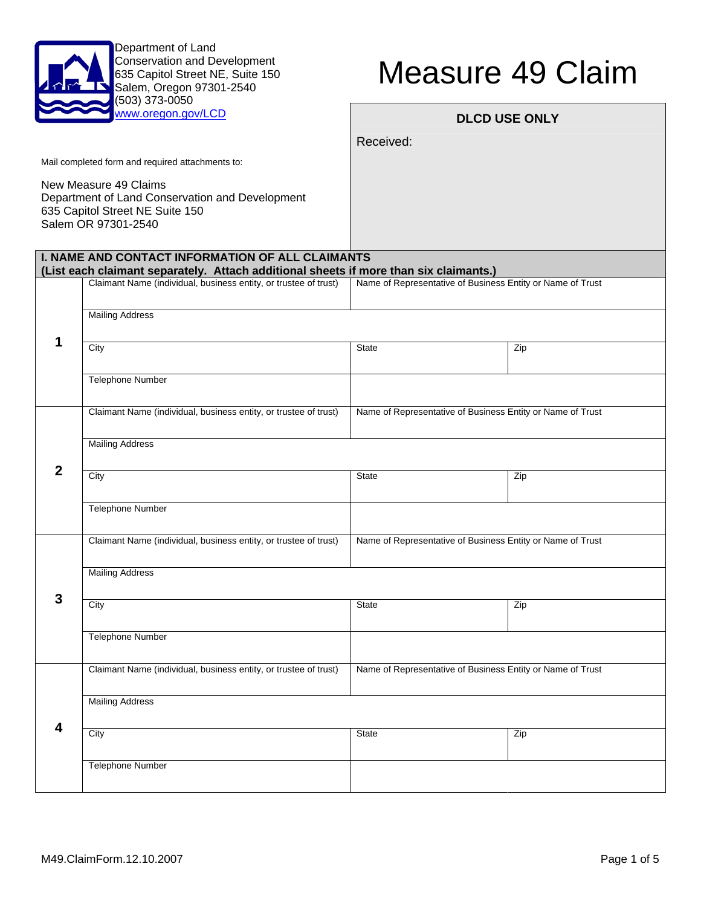Department of Land
Conservation and Development
635 Capitol Street NE, Suite 150
Salem, Oregon 97301-2540
(503) 373-0050
www.oregon.gov/LCD

# Measure 49 Claim

| DLCD USE ONLY |
|---|
| Received: |

Mail completed form and required attachments to:

New Measure 49 Claims
Department of Land Conservation and Development
635 Capitol Street NE Suite 150
Salem OR 97301-2540

## I. NAME AND CONTACT INFORMATION OF ALL CLAIMANTS

**(List each claimant separately. Attach additional sheets if more than six claimants.)**

| | | | |
|---|---|---|---|
| **1** | Claimant Name (individual, business entity, or trustee of trust) | Name of Representative of Business Entity or Name of Trust | |
| | Mailing Address | | |
| | City | State | Zip |
| | Telephone Number | | |
| **2** | Claimant Name (individual, business entity, or trustee of trust) | Name of Representative of Business Entity or Name of Trust | |
| | Mailing Address | | |
| | City | State | Zip |
| | Telephone Number | | |
| **3** | Claimant Name (individual, business entity, or trustee of trust) | Name of Representative of Business Entity or Name of Trust | |
| | Mailing Address | | |
| | City | State | Zip |
| | Telephone Number | | |
| **4** | Claimant Name (individual, business entity, or trustee of trust) | Name of Representative of Business Entity or Name of Trust | |
| | Mailing Address | | |
| | City | State | Zip |
| | Telephone Number | | |

M49.ClaimForm.12.10.2007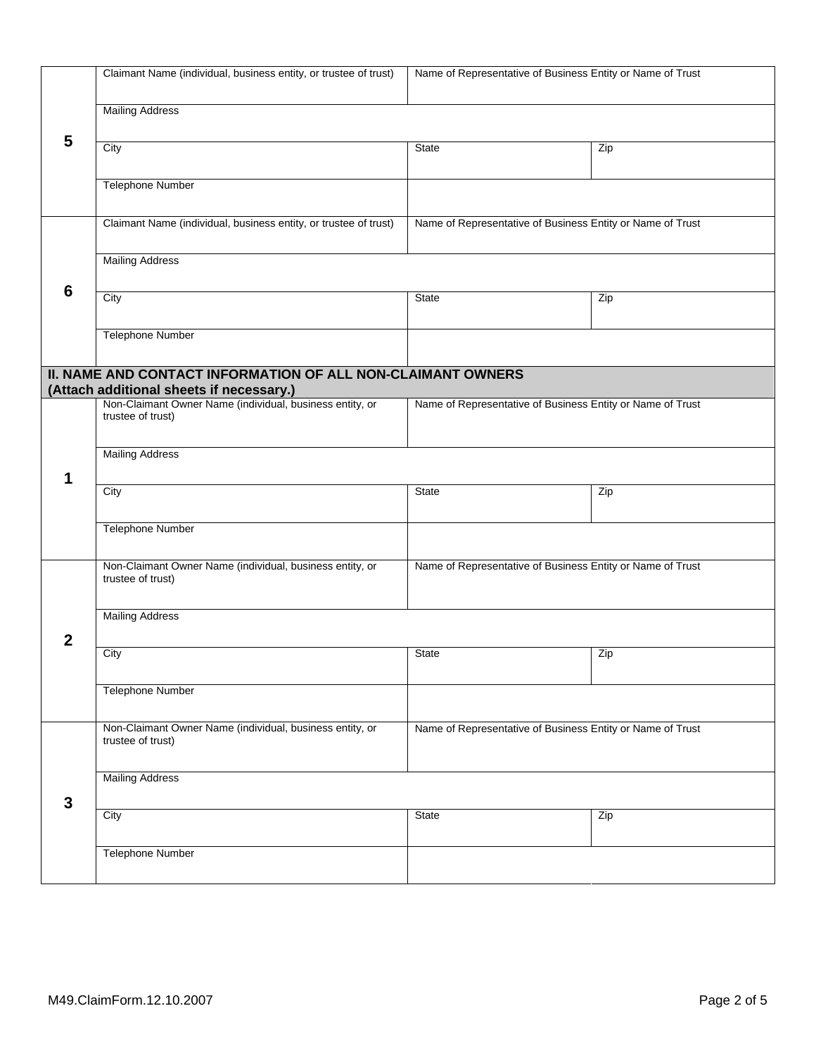| | | | |
|---|---|---|---|
| **5** | Claimant Name (individual, business entity, or trustee of trust) | Name of Representative of Business Entity or Name of Trust | |
| | Mailing Address | | |
| | City | State | Zip |
| | Telephone Number | | |
| **6** | Claimant Name (individual, business entity, or trustee of trust) | Name of Representative of Business Entity or Name of Trust | |
| | Mailing Address | | |
| | City | State | Zip |
| | Telephone Number | | |

## II. NAME AND CONTACT INFORMATION OF ALL NON-CLAIMANT OWNERS (Attach additional sheets if necessary.)

| | | | |
|---|---|---|---|
| **1** | Non-Claimant Owner Name (individual, business entity, or trustee of trust) | Name of Representative of Business Entity or Name of Trust | |
| | Mailing Address | | |
| | City | State | Zip |
| | Telephone Number | | |
| **2** | Non-Claimant Owner Name (individual, business entity, or trustee of trust) | Name of Representative of Business Entity or Name of Trust | |
| | Mailing Address | | |
| | City | State | Zip |
| | Telephone Number | | |
| **3** | Non-Claimant Owner Name (individual, business entity, or trustee of trust) | Name of Representative of Business Entity or Name of Trust | |
| | Mailing Address | | |
| | City | State | Zip |
| | Telephone Number | | |

M49.ClaimForm.12.10.2007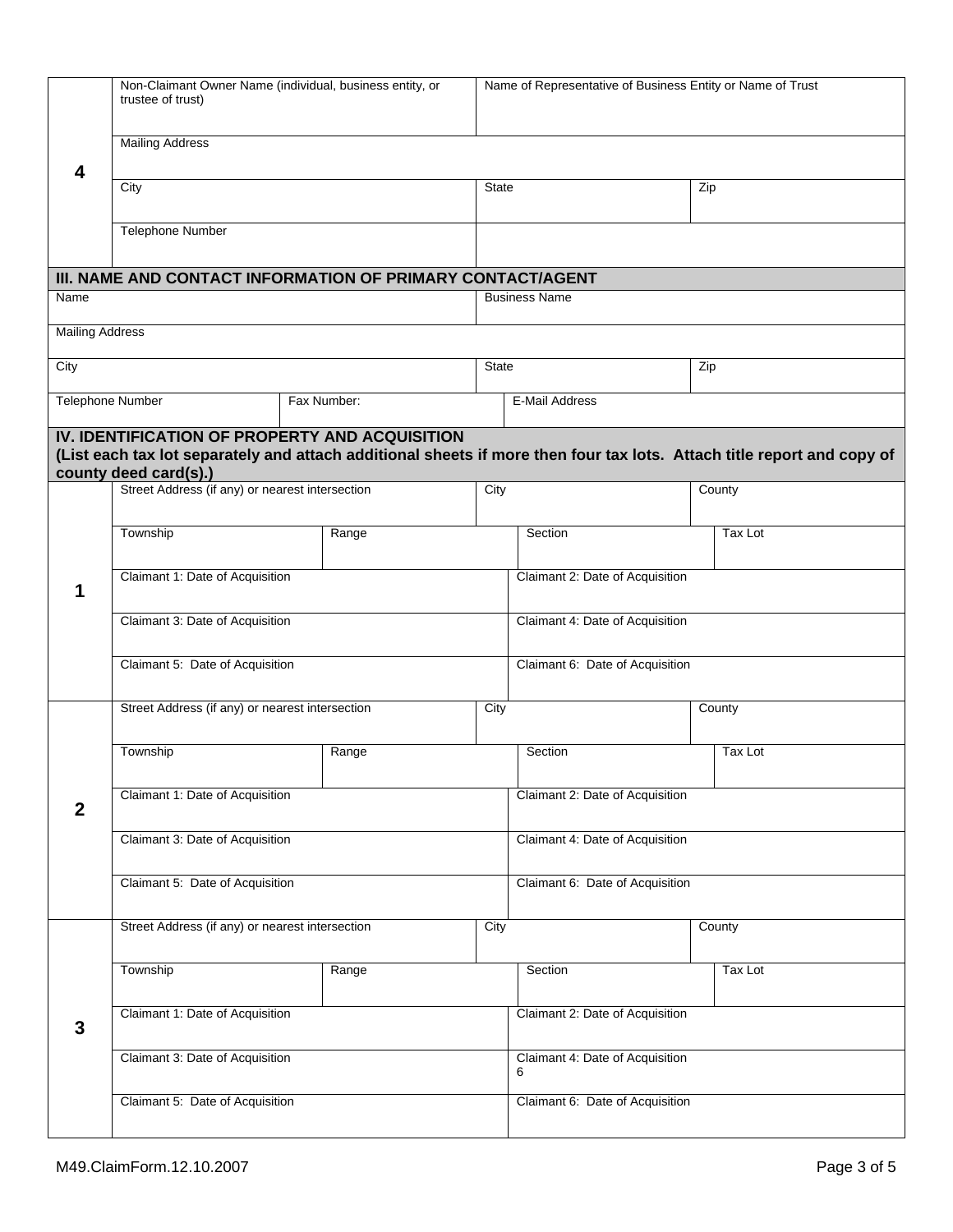| 4 | Non-Claimant Owner Name (individual, business entity, or trustee of trust) | Name of Representative of Business Entity or Name of Trust | |
|---|---|---|---|
| | Mailing Address | | |
| | City | State | Zip |
| | Telephone Number | | |

## III. NAME AND CONTACT INFORMATION OF PRIMARY CONTACT/AGENT

| Name | | Business Name | |
|---|---|---|---|
| Mailing Address | | | |
| City | | State | Zip |
| Telephone Number | Fax Number: | E-Mail Address | |

## IV. IDENTIFICATION OF PROPERTY AND ACQUISITION

**(List each tax lot separately and attach additional sheets if more then four tax lots. Attach title report and copy of county deed card(s).)**

| 1 | Street Address (if any) or nearest intersection | | City | County |
|---|---|---|---|---|
| | Township | Range | Section | Tax Lot |
| | Claimant 1: Date of Acquisition | | Claimant 2: Date of Acquisition | |
| | Claimant 3: Date of Acquisition | | Claimant 4: Date of Acquisition | |
| | Claimant 5: Date of Acquisition | | Claimant 6: Date of Acquisition | |

| 2 | Street Address (if any) or nearest intersection | | City | County |
|---|---|---|---|---|
| | Township | Range | Section | Tax Lot |
| | Claimant 1: Date of Acquisition | | Claimant 2: Date of Acquisition | |
| | Claimant 3: Date of Acquisition | | Claimant 4: Date of Acquisition | |
| | Claimant 5: Date of Acquisition | | Claimant 6: Date of Acquisition | |

| 3 | Street Address (if any) or nearest intersection | | City | County |
|---|---|---|---|---|
| | Township | Range | Section | Tax Lot |
| | Claimant 1: Date of Acquisition | | Claimant 2: Date of Acquisition | |
| | Claimant 3: Date of Acquisition | | Claimant 4: Date of Acquisition 6 | |
| | Claimant 5: Date of Acquisition | | Claimant 6: Date of Acquisition | |

M49.ClaimForm.12.10.2007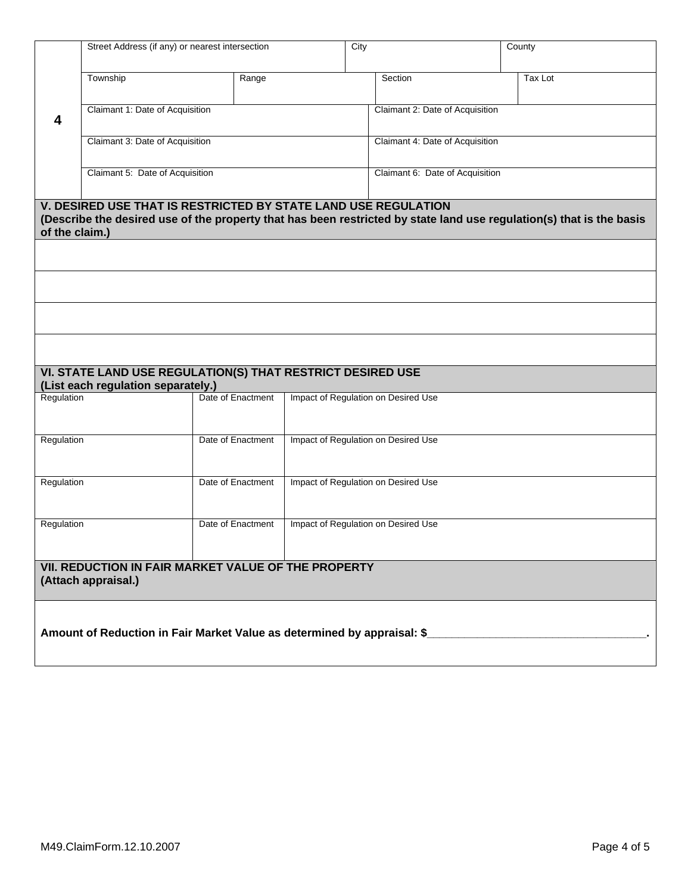| 4 | Street Address (if any) or nearest intersection | | City | | County |
|---|---|---|---|---|---|
| | Township | Range | | Section | Tax Lot |
| | Claimant 1: Date of Acquisition | | | Claimant 2: Date of Acquisition | |
| | Claimant 3: Date of Acquisition | | | Claimant 4: Date of Acquisition | |
| | Claimant 5: Date of Acquisition | | | Claimant 6: Date of Acquisition | |

## V. DESIRED USE THAT IS RESTRICTED BY STATE LAND USE REGULATION

**(Describe the desired use of the property that has been restricted by state land use regulation(s) that is the basis of the claim.)**

## VI. STATE LAND USE REGULATION(S) THAT RESTRICT DESIRED USE

**(List each regulation separately.)**

| Regulation | Date of Enactment | Impact of Regulation on Desired Use |
|---|---|---|
| Regulation | Date of Enactment | Impact of Regulation on Desired Use |
| Regulation | Date of Enactment | Impact of Regulation on Desired Use |
| Regulation | Date of Enactment | Impact of Regulation on Desired Use |

## VII. REDUCTION IN FAIR MARKET VALUE OF THE PROPERTY

**(Attach appraisal.)**

**Amount of Reduction in Fair Market Value as determined by appraisal: $\_\_\_\_\_\_\_\_\_\_\_\_\_\_\_\_\_\_\_\_\_\_\_\_\_\_\_\_\_\_\_\_\_\_.**

M49.ClaimForm.12.10.2007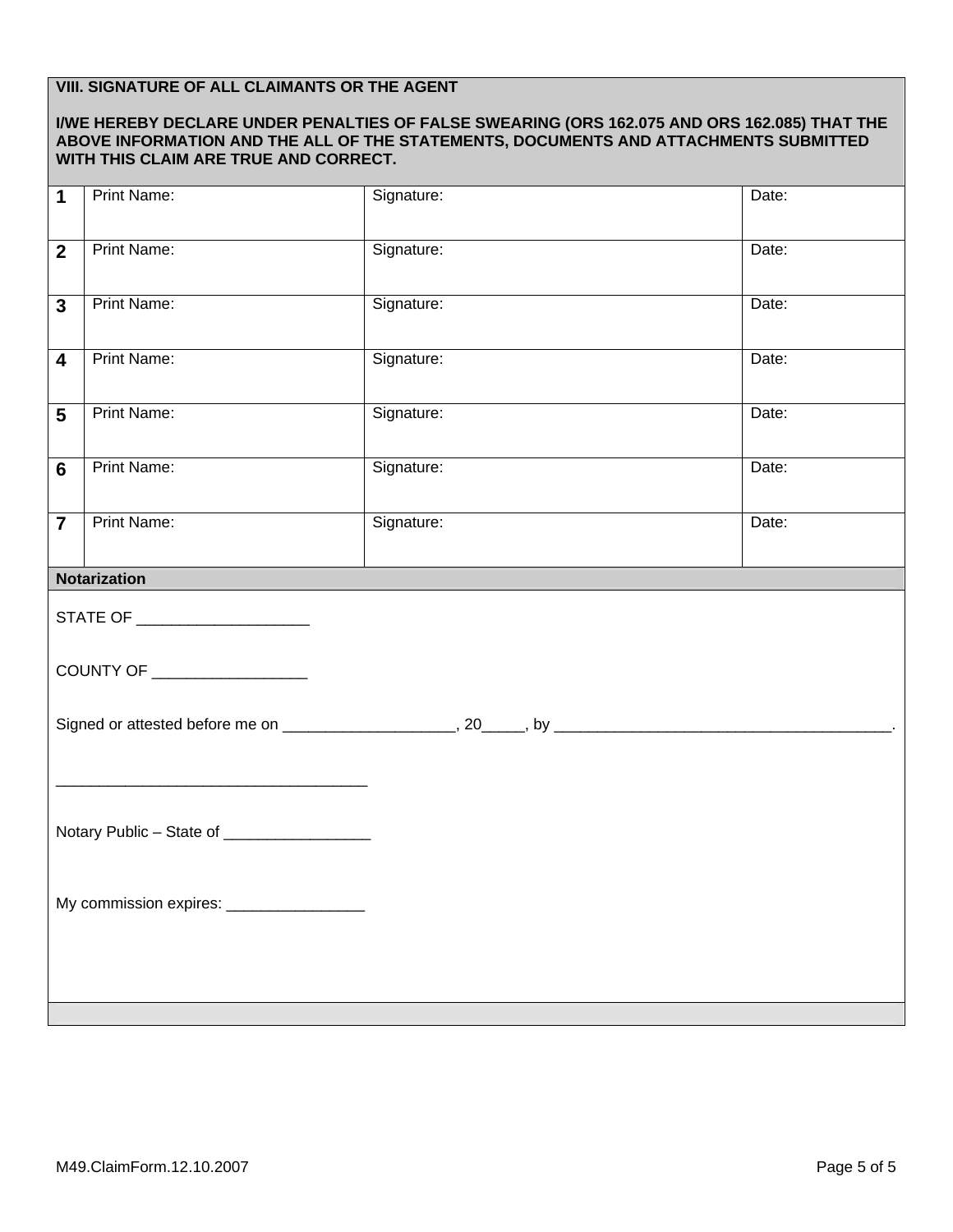## VIII. SIGNATURE OF ALL CLAIMANTS OR THE AGENT

**I/WE HEREBY DECLARE UNDER PENALTIES OF FALSE SWEARING (ORS 162.075 AND ORS 162.085) THAT THE ABOVE INFORMATION AND THE ALL OF THE STATEMENTS, DOCUMENTS AND ATTACHMENTS SUBMITTED WITH THIS CLAIM ARE TRUE AND CORRECT.**

| | | | |
|---|---|---|---|
| **1** | Print Name: | Signature: | Date: |
| **2** | Print Name: | Signature: | Date: |
| **3** | Print Name: | Signature: | Date: |
| **4** | Print Name: | Signature: | Date: |
| **5** | Print Name: | Signature: | Date: |
| **6** | Print Name: | Signature: | Date: |
| **7** | Print Name: | Signature: | Date: |

**Notarization**

STATE OF ____________________

COUNTY OF __________________

Signed or attested before me on ____________________, 20_____, by ________________________________________.

____________________________________

Notary Public – State of _________________

My commission expires: ________________

M49.ClaimForm.12.10.2007